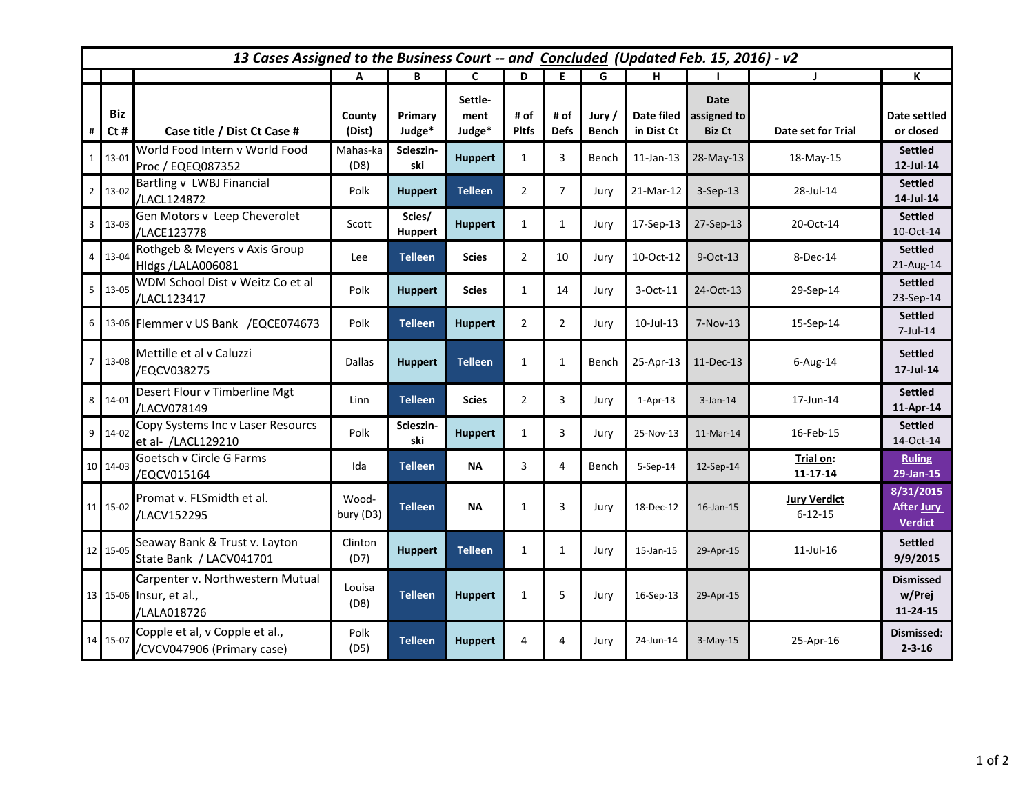**13 Cases Assigned to the Business Court -- and Concluded (Updated Feb. 15, 2016) - v2**

| # | Biz Ct # | Case title / Dist Ct Case # | County (Dist) | Primary Judge* | Settle-ment Judge* | # of Pltfs | # of Defs | Jury / Bench | Date filed in Dist Ct | Date assigned to Biz Ct | Date set for Trial | Date settled or closed |
|---|---|---|---|---|---|---|---|---|---|---|---|---|
| | | | A | B | C | D | E | G | H | I | J | K |
| 1 | 13-01 | World Food Intern v World Food Proc / EQEQ087352 | Mahas-ka (D8) | Scieszin-ski | Huppert | 1 | 3 | Bench | 11-Jan-13 | 28-May-13 | 18-May-15 | Settled 12-Jul-14 |
| 2 | 13-02 | Bartling v LWBJ Financial /LACL124872 | Polk | Huppert | Telleen | 2 | 7 | Jury | 21-Mar-12 | 3-Sep-13 | 28-Jul-14 | Settled 14-Jul-14 |
| 3 | 13-03 | Gen Motors v Leep Cheverolet /LACE123778 | Scott | Scies/ Huppert | Huppert | 1 | 1 | Jury | 17-Sep-13 | 27-Sep-13 | 20-Oct-14 | Settled 10-Oct-14 |
| 4 | 13-04 | Rothgeb & Meyers v Axis Group Hldgs /LALA006081 | Lee | Telleen | Scies | 2 | 10 | Jury | 10-Oct-12 | 9-Oct-13 | 8-Dec-14 | Settled 21-Aug-14 |
| 5 | 13-05 | WDM School Dist v Weitz Co et al /LACL123417 | Polk | Huppert | Scies | 1 | 14 | Jury | 3-Oct-11 | 24-Oct-13 | 29-Sep-14 | Settled 23-Sep-14 |
| 6 | 13-06 | Flemmer v US Bank /EQCE074673 | Polk | Telleen | Huppert | 2 | 2 | Jury | 10-Jul-13 | 7-Nov-13 | 15-Sep-14 | Settled 7-Jul-14 |
| 7 | 13-08 | Mettille et al v Caluzzi /EQCV038275 | Dallas | Huppert | Telleen | 1 | 1 | Bench | 25-Apr-13 | 11-Dec-13 | 6-Aug-14 | Settled 17-Jul-14 |
| 8 | 14-01 | Desert Flour v Timberline Mgt /LACV078149 | Linn | Telleen | Scies | 2 | 3 | Jury | 1-Apr-13 | 3-Jan-14 | 17-Jun-14 | Settled 11-Apr-14 |
| 9 | 14-02 | Copy Systems Inc v Laser Resourcs et al- /LACL129210 | Polk | Scieszin-ski | Huppert | 1 | 3 | Jury | 25-Nov-13 | 11-Mar-14 | 16-Feb-15 | Settled 14-Oct-14 |
| 10 | 14-03 | Goetsch v Circle G Farms /EQCV015164 | Ida | Telleen | NA | 3 | 4 | Bench | 5-Sep-14 | 12-Sep-14 | Trial on: 11-17-14 | Ruling 29-Jan-15 |
| 11 | 15-02 | Promat v. FLSmidth et al. /LACV152295 | Wood-bury (D3) | Telleen | NA | 1 | 3 | Jury | 18-Dec-12 | 16-Jan-15 | Jury Verdict 6-12-15 | 8/31/2015 After Jury Verdict |
| 12 | 15-05 | Seaway Bank & Trust v. Layton State Bank / LACV041701 | Clinton (D7) | Huppert | Telleen | 1 | 1 | Jury | 15-Jan-15 | 29-Apr-15 | 11-Jul-16 | Settled 9/9/2015 |
| 13 | 15-06 | Carpenter v. Northwestern Mutual Insur, et al., /LALA018726 | Louisa (D8) | Telleen | Huppert | 1 | 5 | Jury | 16-Sep-13 | 29-Apr-15 | | Dismissed w/Prej 11-24-15 |
| 14 | 15-07 | Copple et al, v Copple et al., /CVCV047906 (Primary case) | Polk (D5) | Telleen | Huppert | 4 | 4 | Jury | 24-Jun-14 | 3-May-15 | 25-Apr-16 | Dismissed: 2-3-16 |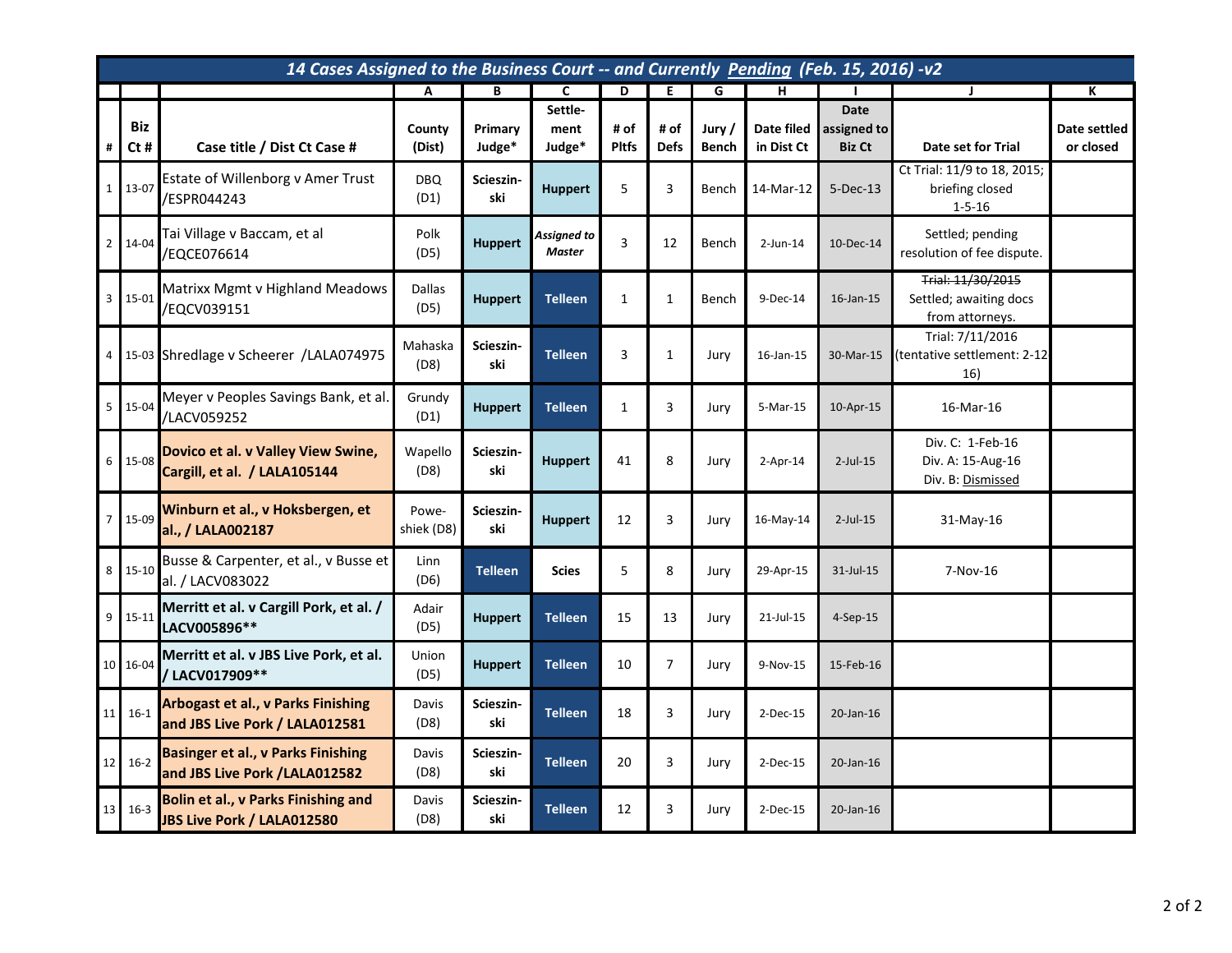| | | | A | B | C | D | E | G | H | I | J | K |
|---|---|---|---|---|---|---|---|---|---|---|---|---|
| **#** | **Biz Ct #** | **Case title / Dist Ct Case #** | **County (Dist)** | **Primary Judge*** | **Settle-ment Judge*** | **# of Pltfs** | **# of Defs** | **Jury / Bench** | **Date filed in Dist Ct** | **Date assigned to Biz Ct** | **Date set for Trial** | **Date settled or closed** |
| 1 | 13-07 | Estate of Willenborg v Amer Trust /ESPR044243 | DBQ (D1) | **Scieszin-ski** | **Huppert** | 5 | 3 | Bench | 14-Mar-12 | 5-Dec-13 | Ct Trial: 11/9 to 18, 2015; briefing closed 1-5-16 | |
| 2 | 14-04 | Tai Village v Baccam, et al /EQCE076614 | Polk (D5) | **Huppert** | ***Assigned to Master*** | 3 | 12 | Bench | 2-Jun-14 | 10-Dec-14 | Settled; pending resolution of fee dispute. | |
| 3 | 15-01 | Matrixx Mgmt v Highland Meadows /EQCV039151 | Dallas (D5) | **Huppert** | **Telleen** | 1 | 1 | Bench | 9-Dec-14 | 16-Jan-15 | ~~Trial: 11/30/2015~~ Settled; awaiting docs from attorneys. | |
| 4 | 15-03 | Shredlage v Scheerer /LALA074975 | Mahaska (D8) | **Scieszin-ski** | **Telleen** | 3 | 1 | Jury | 16-Jan-15 | 30-Mar-15 | Trial: 7/11/2016 (tentative settlement: 2-12-16) | |
| 5 | 15-04 | Meyer v Peoples Savings Bank, et al. /LACV059252 | Grundy (D1) | **Huppert** | **Telleen** | 1 | 3 | Jury | 5-Mar-15 | 10-Apr-15 | 16-Mar-16 | |
| 6 | 15-08 | **Dovico et al. v Valley View Swine, Cargill, et al. / LALA105144** | Wapello (D8) | **Scieszin-ski** | **Huppert** | 41 | 8 | Jury | 2-Apr-14 | 2-Jul-15 | Div. C: 1-Feb-16 Div. A: 15-Aug-16 Div. B: Dismissed | |
| 7 | 15-09 | **Winburn et al., v Hoksbergen, et al., / LALA002187** | Powe-shiek (D8) | **Scieszin-ski** | **Huppert** | 12 | 3 | Jury | 16-May-14 | 2-Jul-15 | 31-May-16 | |
| 8 | 15-10 | Busse & Carpenter, et al., v Busse et al. / LACV083022 | Linn (D6) | **Telleen** | **Scies** | 5 | 8 | Jury | 29-Apr-15 | 31-Jul-15 | 7-Nov-16 | |
| 9 | 15-11 | **Merritt et al. v Cargill Pork, et al. / LACV005896**** | Adair (D5) | **Huppert** | **Telleen** | 15 | 13 | Jury | 21-Jul-15 | 4-Sep-15 | | |
| 10 | 16-04 | **Merritt et al. v JBS Live Pork, et al. / LACV017909**** | Union (D5) | **Huppert** | **Telleen** | 10 | 7 | Jury | 9-Nov-15 | 15-Feb-16 | | |
| 11 | 16-1 | **Arbogast et al., v Parks Finishing and JBS Live Pork / LALA012581** | Davis (D8) | **Scieszin-ski** | **Telleen** | 18 | 3 | Jury | 2-Dec-15 | 20-Jan-16 | | |
| 12 | 16-2 | **Basinger et al., v Parks Finishing and JBS Live Pork /LALA012582** | Davis (D8) | **Scieszin-ski** | **Telleen** | 20 | 3 | Jury | 2-Dec-15 | 20-Jan-16 | | |
| 13 | 16-3 | **Bolin et al., v Parks Finishing and JBS Live Pork / LALA012580** | Davis (D8) | **Scieszin-ski** | **Telleen** | 12 | 3 | Jury | 2-Dec-15 | 20-Jan-16 | | |